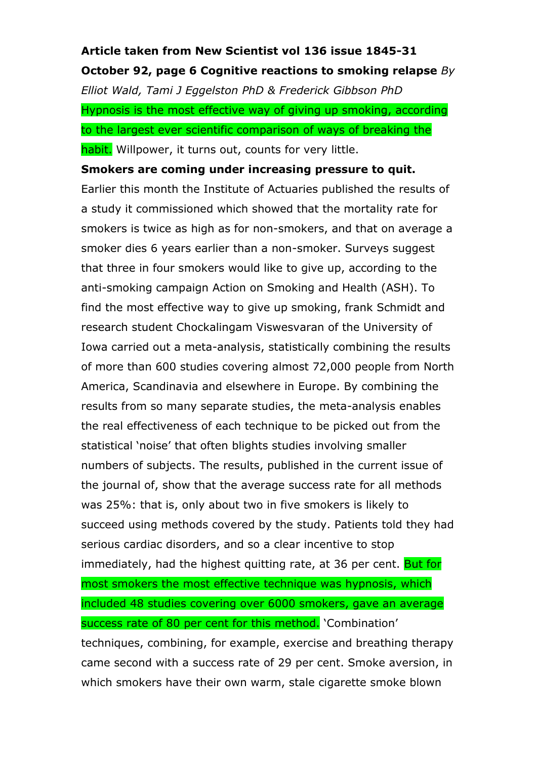**Article taken from New Scientist vol 136 issue 1845-31 October 92, page 6 Cognitive reactions to smoking relapse** *By Elliot Wald, Tami J Eggelston PhD & Frederick Gibbson PhD*

Hypnosis is the most effective way of giving up smoking, according to the largest ever scientific comparison of ways of breaking the habit. Willpower, it turns out, counts for very little.

**Smokers are coming under increasing pressure to quit.** Earlier this month the Institute of Actuaries published the results of a study it commissioned which showed that the mortality rate for smokers is twice as high as for non-smokers, and that on average a smoker dies 6 years earlier than a non-smoker. Surveys suggest that three in four smokers would like to give up, according to the anti-smoking campaign Action on Smoking and Health (ASH). To find the most effective way to give up smoking, frank Schmidt and research student Chockalingam Viswesvaran of the University of Iowa carried out a meta-analysis, statistically combining the results of more than 600 studies covering almost 72,000 people from North America, Scandinavia and elsewhere in Europe. By combining the results from so many separate studies, the meta-analysis enables the real effectiveness of each technique to be picked out from the statistical 'noise' that often blights studies involving smaller numbers of subjects. The results, published in the current issue of the journal of, show that the average success rate for all methods was 25%: that is, only about two in five smokers is likely to succeed using methods covered by the study. Patients told they had serious cardiac disorders, and so a clear incentive to stop immediately, had the highest quitting rate, at 36 per cent. But for most smokers the most effective technique was hypnosis, which included 48 studies covering over 6000 smokers, gave an average success rate of 80 per cent for this method. 'Combination' techniques, combining, for example, exercise and breathing therapy came second with a success rate of 29 per cent. Smoke aversion, in which smokers have their own warm, stale cigarette smoke blown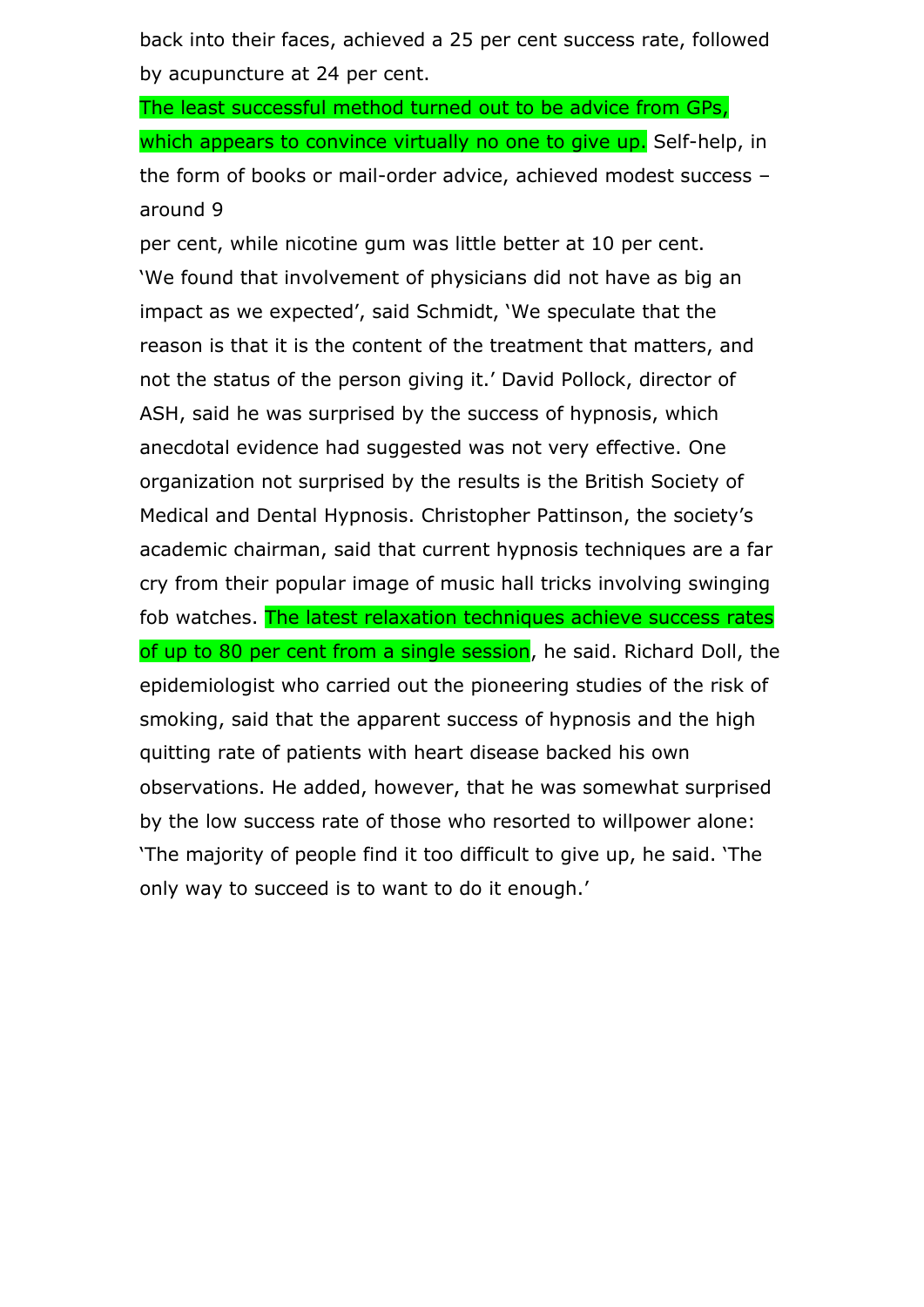back into their faces, achieved a 25 per cent success rate, followed by acupuncture at 24 per cent.

The least successful method turned out to be advice from GPs, which appears to convince virtually no one to give up. Self-help, in the form of books or mail-order advice, achieved modest success – around 9 per cent, while nicotine gum was little better at 10 per cent. 'We found that involvement of physicians did not have as big an impact as we expected', said Schmidt, 'We speculate that the reason is that it is the content of the treatment that matters, and not the status of the person giving it.' David Pollock, director of ASH, said he was surprised by the success of hypnosis, which anecdotal evidence had suggested was not very effective. One organization not surprised by the results is the British Society of Medical and Dental Hypnosis. Christopher Pattinson, the society's academic chairman, said that current hypnosis techniques are a far cry from their popular image of music hall tricks involving swinging fob watches. The latest relaxation techniques achieve success rates of up to 80 per cent from a single session, he said. Richard Doll, the epidemiologist who carried out the pioneering studies of the risk of smoking, said that the apparent success of hypnosis and the high quitting rate of patients with heart disease backed his own observations. He added, however, that he was somewhat surprised by the low success rate of those who resorted to willpower alone: 'The majority of people find it too difficult to give up, he said. 'The only way to succeed is to want to do it enough.'